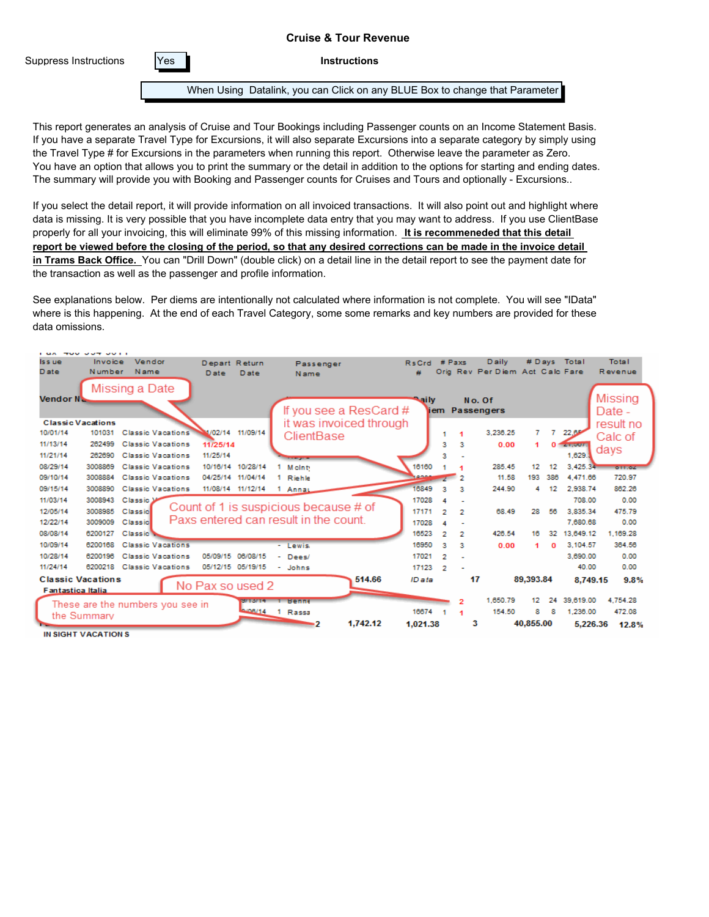# Cruise & Tour Revenue

Suppress Instructions | Yes

**Instructions**

When Using Datalink, you can Click on any BLUE Box to change that Parameter

This report generates an analysis of Cruise and Tour Bookings including Passenger counts on an Income Statement Basis. If you have a separate Travel Type for Excursions, it will also separate Excursions into a separate category by simply using the Travel Type # for Excursions in the parameters when running this report. Otherwise leave the parameter as Zero. You have an option that allows you to print the summary or the detail in addition to the options for starting and ending dates. The summary will provide you with Booking and Passenger counts for Cruises and Tours and optionally - Excursions..

If you select the detail report, it will provide information on all invoiced transactions. It will also point out and highlight where data is missing. It is very possible that you have incomplete data entry that you may want to address. If you use ClientBase properly for all your invoicing, this will eliminate 99% of this missing information. **It is recommeneded that this detail report be viewed before the closing of the period, so that any desired corrections can be made in the invoice detail in Trams Back Office.** You can "Drill Down" (double click) on a detail line in the detail report to see the payment date for the transaction as well as the passenger and profile information.

See explanations below. Per diems are intentionally not calculated where information is not complete. You will see "IData" where is this happening. At the end of each Travel Category, some some remarks and key numbers are provided for these data omissions.

| Issue Date | Invoice Number | Vendor Name | Depart Date | Return Date | Passenger Name | RsCrd # | # Paxs Orig | # Paxs Rev | Daily Per Diem | # Days Act | # Days Calc | Total Fare | Total Revenue |
|---|---|---|---|---|---|---|---|---|---|---|---|---|---|
| **Classic Vacations** | | | | | | | | | | | | | |
| 10/01/14 | 101031 | Classic Vacations | 11/02/14 | 11/09/14 | | | 1 | 1 | 3,236.25 | 7 | 7 | 22,65… | |
| 11/13/14 | 262499 | Classic Vacations | 11/25/14 | | | | 3 | 3 | 0.00 | 1 | 0 | 21,… | |
| 11/21/14 | 262690 | Classic Vacations | 11/25/14 | | | | 3 | - | | | | 1,629.… | |
| 08/29/14 | 3008869 | Classic Vacations | 10/16/14 | 10/28/14 | 1 McInty | 16160 | 1 | 1 | 285.45 | 12 | 12 | 3,425.34 | |
| 09/10/14 | 3008884 | Classic Vacations | 04/25/14 | 11/04/14 | 1 Riehle | | 2 | 2 | 11.58 | 193 | 386 | 4,471.66 | 720.97 |
| 09/15/14 | 3008890 | Classic Vacations | 11/08/14 | 11/12/14 | 1 Annau | 16849 | 3 | 3 | 244.90 | 4 | 12 | 2,938.74 | 862.26 |
| 11/03/14 | 3008943 | Classic V… | | | | 17028 | 4 | - | | | | 708.00 | 0.00 |
| 12/05/14 | 3008985 | Classic… | | | | 17171 | 2 | 2 | 68.49 | 28 | 56 | 3,835.34 | 475.79 |
| 12/22/14 | 3009009 | Classic… | | | | 17028 | 4 | - | | | | 7,680.68 | 0.00 |
| 08/08/14 | 6200127 | Classic… | | | | 16523 | 2 | 2 | 426.54 | 16 | 32 | 13,649.12 | 1,169.28 |
| 10/09/14 | 6200168 | Classic Vacations | | | - Lewis | 16950 | 3 | 3 | 0.00 | 1 | 0 | 3,104.57 | 384.56 |
| 10/28/14 | 6200196 | Classic Vacations | 05/09/15 | 06/08/15 | - Dees/ | 17021 | 2 | - | | | | 3,690.00 | 0.00 |
| 11/24/14 | 6200218 | Classic Vacations | 05/12/15 | 05/19/15 | - Johns | 17123 | 2 | - | | | | 40.00 | 0.00 |
| **Classic Vacations** | | | | | 514.66 | IData | 17 | | | | | 89,393.84 | 8,749.15 9.8% |
| **Fantastica Italia** | | | | | | | | | | | | | |
| | | | | 9/13/14 | 1 Benne | | | 2 | 1,650.79 | 12 | 24 | 39,619.00 | 4,754.28 |
| | | | | …/06/14 | 1 Rassa | 16674 | 1 | 1 | 154.50 | 8 | 8 | 1,236.00 | 472.08 |
| | | | | | 2 | 1,742.12 | 1,021.38 | 3 | | | | 40,855.00 | 5,226.36 12.8% |
| **IN SIGHT VACATIONS** | | | | | | | | | | | | | |

Callouts:
- Missing a Date
- If you see a ResCard # it was invoiced through ClientBase
- Missing Date - result no Calc of days
- Count of 1 is suspicious because # of Paxs entered can result in the count.
- No Pax so used 2
- These are the numbers you see in the Summary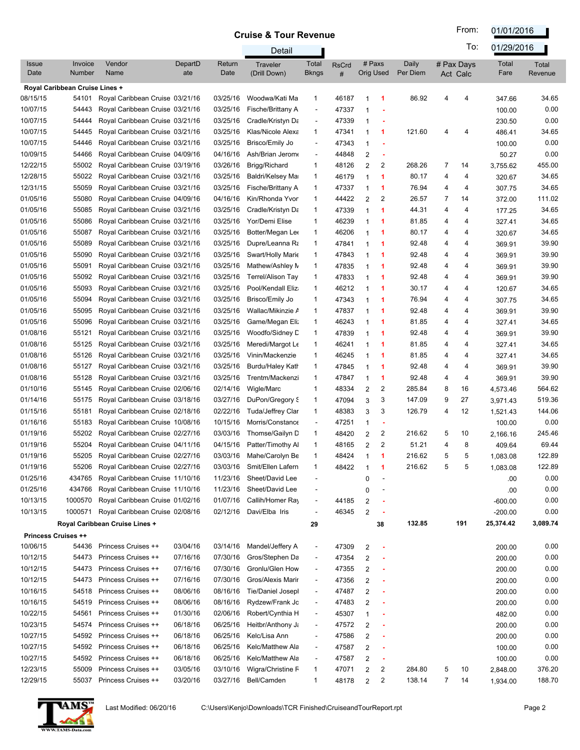# Cruise & Tour Revenue

Detail

From: 01/01/2016
To: 01/29/2016

| Issue Date | Invoice Number | Vendor Name | DepartDate | Return Date | Traveler (Drill Down) | Total Bkngs | RsCrd # | # Paxs Orig | # Paxs Used | Daily Per Diem | # Pax Days Act | # Pax Days Calc | Total Fare | Total Revenue |
|---|---|---|---|---|---|---|---|---|---|---|---|---|---|---|
| **Royal Caribbean Cruise Lines +** | | | | | | | | | | | | | | |
| 08/15/15 | 54101 | Royal Caribbean Cruise | 03/21/16 | 03/25/16 | Woodwa/Kati Ma | 1 | 46187 | 1 | 1 | 86.92 | 4 | 4 | 347.66 | 34.65 |
| 10/07/15 | 54443 | Royal Caribbean Cruise | 03/21/16 | 03/25/16 | Fische/Brittany A | - | 47337 | 1 | - | | | | 100.00 | 0.00 |
| 10/07/15 | 54444 | Royal Caribbean Cruise | 03/21/16 | 03/25/16 | Cradle/Kristyn Da | - | 47339 | 1 | - | | | | 230.50 | 0.00 |
| 10/07/15 | 54445 | Royal Caribbean Cruise | 03/21/16 | 03/25/16 | Klas/Nicole Alexa | 1 | 47341 | 1 | 1 | 121.60 | 4 | 4 | 486.41 | 34.65 |
| 10/07/15 | 54446 | Royal Caribbean Cruise | 03/21/16 | 03/25/16 | Brisco/Emily Jo | - | 47343 | 1 | - | | | | 100.00 | 0.00 |
| 10/09/15 | 54466 | Royal Caribbean Cruise | 04/09/16 | 04/16/16 | Ash/Brian Jerome | - | 44848 | 2 | - | | | | 50.27 | 0.00 |
| 12/22/15 | 55002 | Royal Caribbean Cruise | 03/19/16 | 03/26/16 | Brigg/Richard | 1 | 48126 | 2 | 2 | 268.26 | 7 | 14 | 3,755.62 | 455.00 |
| 12/28/15 | 55022 | Royal Caribbean Cruise | 03/21/16 | 03/25/16 | Baldri/Kelsey Ma | 1 | 46179 | 1 | 1 | 80.17 | 4 | 4 | 320.67 | 34.65 |
| 12/31/15 | 55059 | Royal Caribbean Cruise | 03/21/16 | 03/25/16 | Fische/Brittany A | 1 | 47337 | 1 | 1 | 76.94 | 4 | 4 | 307.75 | 34.65 |
| 01/05/16 | 55080 | Royal Caribbean Cruise | 04/09/16 | 04/16/16 | Kin/Rhonda Yvor | 1 | 44422 | 2 | 2 | 26.57 | 7 | 14 | 372.00 | 111.02 |
| 01/05/16 | 55085 | Royal Caribbean Cruise | 03/21/16 | 03/25/16 | Cradle/Kristyn Da | 1 | 47339 | 1 | 1 | 44.31 | 4 | 4 | 177.25 | 34.65 |
| 01/05/16 | 55086 | Royal Caribbean Cruise | 03/21/16 | 03/25/16 | Yor/Demi Elise | 1 | 46239 | 1 | 1 | 81.85 | 4 | 4 | 327.41 | 34.65 |
| 01/05/16 | 55087 | Royal Caribbean Cruise | 03/21/16 | 03/25/16 | Botter/Megan Lee | 1 | 46206 | 1 | 1 | 80.17 | 4 | 4 | 320.67 | 34.65 |
| 01/05/16 | 55089 | Royal Caribbean Cruise | 03/21/16 | 03/25/16 | Dupre/Leanna Ra | 1 | 47841 | 1 | 1 | 92.48 | 4 | 4 | 369.91 | 39.90 |
| 01/05/16 | 55090 | Royal Caribbean Cruise | 03/21/16 | 03/25/16 | Swart/Holly Marie | 1 | 47843 | 1 | 1 | 92.48 | 4 | 4 | 369.91 | 39.90 |
| 01/05/16 | 55091 | Royal Caribbean Cruise | 03/21/16 | 03/25/16 | Mathew/Ashley M | 1 | 47835 | 1 | 1 | 92.48 | 4 | 4 | 369.91 | 39.90 |
| 01/05/16 | 55092 | Royal Caribbean Cruise | 03/21/16 | 03/25/16 | Terrel/Alison Tay | 1 | 47833 | 1 | 1 | 92.48 | 4 | 4 | 369.91 | 39.90 |
| 01/05/16 | 55093 | Royal Caribbean Cruise | 03/21/16 | 03/25/16 | Pool/Kendall Eliz | 1 | 46212 | 1 | 1 | 30.17 | 4 | 4 | 120.67 | 34.65 |
| 01/05/16 | 55094 | Royal Caribbean Cruise | 03/21/16 | 03/25/16 | Brisco/Emily Jo | 1 | 47343 | 1 | 1 | 76.94 | 4 | 4 | 307.75 | 34.65 |
| 01/05/16 | 55095 | Royal Caribbean Cruise | 03/21/16 | 03/25/16 | Wallac/Mikinzie A | 1 | 47837 | 1 | 1 | 92.48 | 4 | 4 | 369.91 | 39.90 |
| 01/05/16 | 55096 | Royal Caribbean Cruise | 03/21/16 | 03/25/16 | Game/Megan Eli | 1 | 46243 | 1 | 1 | 81.85 | 4 | 4 | 327.41 | 34.65 |
| 01/08/16 | 55121 | Royal Caribbean Cruise | 03/21/16 | 03/25/16 | Woodfo/Sidney D | 1 | 47839 | 1 | 1 | 92.48 | 4 | 4 | 369.91 | 39.90 |
| 01/08/16 | 55125 | Royal Caribbean Cruise | 03/21/16 | 03/25/16 | Meredi/Margot Le | 1 | 46241 | 1 | 1 | 81.85 | 4 | 4 | 327.41 | 34.65 |
| 01/08/16 | 55126 | Royal Caribbean Cruise | 03/21/16 | 03/25/16 | Vinin/Mackenzie | 1 | 46245 | 1 | 1 | 81.85 | 4 | 4 | 327.41 | 34.65 |
| 01/08/16 | 55127 | Royal Caribbean Cruise | 03/21/16 | 03/25/16 | Burdu/Haley Kath | 1 | 47845 | 1 | 1 | 92.48 | 4 | 4 | 369.91 | 39.90 |
| 01/08/16 | 55128 | Royal Caribbean Cruise | 03/21/16 | 03/25/16 | Trentm/Mackenzi | 1 | 47847 | 1 | 1 | 92.48 | 4 | 4 | 369.91 | 39.90 |
| 01/10/16 | 55145 | Royal Caribbean Cruise | 02/06/16 | 02/14/16 | Wigle/Marc | 1 | 48334 | 2 | 2 | 285.84 | 8 | 16 | 4,573.46 | 564.62 |
| 01/14/16 | 55175 | Royal Caribbean Cruise | 03/18/16 | 03/27/16 | DuPon/Gregory S | 1 | 47094 | 3 | 3 | 147.09 | 9 | 27 | 3,971.43 | 519.36 |
| 01/15/16 | 55181 | Royal Caribbean Cruise | 02/18/16 | 02/22/16 | Tuda/Jeffrey Clar | 1 | 48383 | 3 | 3 | 126.79 | 4 | 12 | 1,521.43 | 144.06 |
| 01/16/16 | 55183 | Royal Caribbean Cruise | 10/08/16 | 10/15/16 | Morris/Constance | - | 47251 | 1 | - | | | | 100.00 | 0.00 |
| 01/19/16 | 55202 | Royal Caribbean Cruise | 02/27/16 | 03/03/16 | Thomse/Gailyn D | 1 | 48420 | 2 | 2 | 216.62 | 5 | 10 | 2,166.16 | 245.46 |
| 01/19/16 | 55204 | Royal Caribbean Cruise | 04/11/16 | 04/15/16 | Patter/Timothy Al | 1 | 48165 | 2 | 2 | 51.21 | 4 | 8 | 409.64 | 69.44 |
| 01/19/16 | 55205 | Royal Caribbean Cruise | 02/27/16 | 03/03/16 | Mahe/Carolyn Be | 1 | 48424 | 1 | 1 | 216.62 | 5 | 5 | 1,083.08 | 122.89 |
| 01/19/16 | 55206 | Royal Caribbean Cruise | 02/27/16 | 03/03/16 | Smit/Ellen Lafern | 1 | 48422 | 1 | 1 | 216.62 | 5 | 5 | 1,083.08 | 122.89 |
| 01/25/16 | 434765 | Royal Caribbean Cruise | 11/10/16 | 11/23/16 | Sheet/David Lee | - | | 0 | - | | | | .00 | 0.00 |
| 01/25/16 | 434766 | Royal Caribbean Cruise | 11/10/16 | 11/23/16 | Sheet/David Lee | - | | 0 | - | | | | .00 | 0.00 |
| 10/13/15 | 1000570 | Royal Caribbean Cruise | 01/02/16 | 01/07/16 | Callih/Homer Ray | - | 44185 | 2 | - | | | | -600.00 | 0.00 |
| 10/13/15 | 1000571 | Royal Caribbean Cruise | 02/08/16 | 02/12/16 | Davi/Elba Iris | - | 46345 | 2 | - | | | | -200.00 | 0.00 |
| | **Royal Caribbean Cruise Lines +** | | | | | **29** | | | **38** | **132.85** | | **191** | **25,374.42** | **3,089.74** |
| **Princess Cruises ++** | | | | | | | | | | | | | | |
| 10/06/15 | 54436 | Princess Cruises ++ | 03/04/16 | 03/14/16 | Mandel/Jeffery A | - | 47309 | 2 | - | | | | 200.00 | 0.00 |
| 10/12/15 | 54473 | Princess Cruises ++ | 07/16/16 | 07/30/16 | Gros/Stephen Da | - | 47354 | 2 | - | | | | 200.00 | 0.00 |
| 10/12/15 | 54473 | Princess Cruises ++ | 07/16/16 | 07/30/16 | Gronlu/Glen How | - | 47355 | 2 | - | | | | 200.00 | 0.00 |
| 10/12/15 | 54473 | Princess Cruises ++ | 07/16/16 | 07/30/16 | Gros/Alexis Marir | - | 47356 | 2 | - | | | | 200.00 | 0.00 |
| 10/16/15 | 54518 | Princess Cruises ++ | 08/06/16 | 08/16/16 | Tie/Daniel Josepl | - | 47487 | 2 | - | | | | 200.00 | 0.00 |
| 10/16/15 | 54519 | Princess Cruises ++ | 08/06/16 | 08/16/16 | Rydzew/Frank Jo | - | 47483 | 2 | - | | | | 200.00 | 0.00 |
| 10/22/15 | 54561 | Princess Cruises ++ | 01/30/16 | 02/06/16 | Robert/Cynthia H | - | 45307 | 1 | - | | | | 482.00 | 0.00 |
| 10/23/15 | 54574 | Princess Cruises ++ | 06/18/16 | 06/25/16 | Heitbr/Anthony Ja | - | 47572 | 2 | - | | | | 200.00 | 0.00 |
| 10/27/15 | 54592 | Princess Cruises ++ | 06/18/16 | 06/25/16 | Kelc/Lisa Ann | - | 47586 | 2 | - | | | | 200.00 | 0.00 |
| 10/27/15 | 54592 | Princess Cruises ++ | 06/18/16 | 06/25/16 | Kelc/Matthew Ala | - | 47587 | 2 | - | | | | 100.00 | 0.00 |
| 10/27/15 | 54592 | Princess Cruises ++ | 06/18/16 | 06/25/16 | Kelc/Matthew Ala | - | 47587 | 2 | - | | | | 100.00 | 0.00 |
| 12/23/15 | 55009 | Princess Cruises ++ | 03/05/16 | 03/10/16 | Wigra/Christine F | 1 | 47071 | 2 | 2 | 284.80 | 5 | 10 | 2,848.00 | 376.20 |
| 12/29/15 | 55037 | Princess Cruises ++ | 03/20/16 | 03/27/16 | Bell/Camden | 1 | 48178 | 2 | 2 | 138.14 | 7 | 14 | 1,934.00 | 188.70 |

Last Modified: 06/20/16   C:\Users\Kenjo\Downloads\TCR Finished\CruiseandTourReport.rpt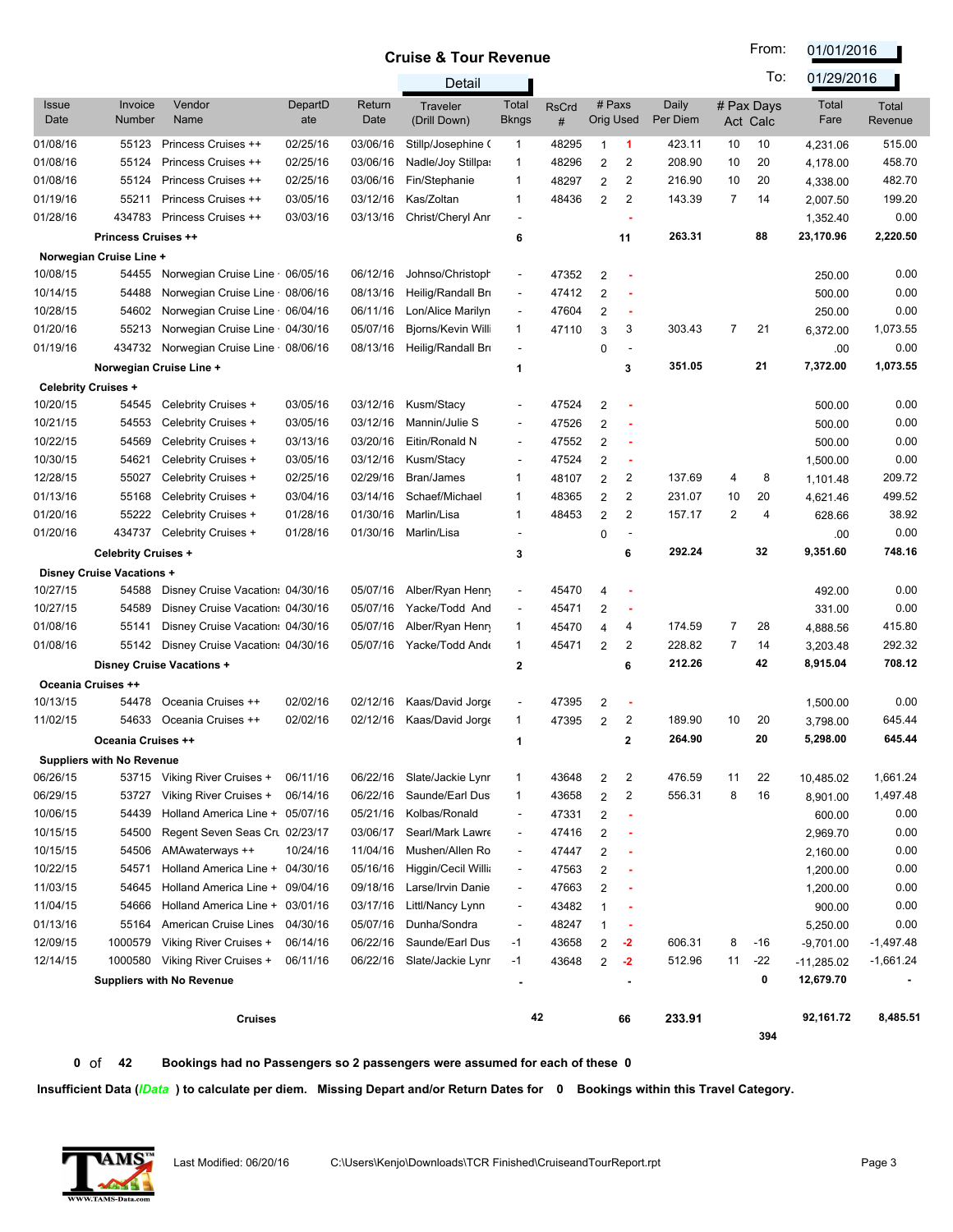# Cruise & Tour Revenue

Detail

From: 01/01/2016
To: 01/29/2016

| Issue Date | Invoice Number | Vendor Name | DepartDate | Return Date | Traveler (Drill Down) | Total Bkngs | RsCrd # | # Paxs Orig | # Paxs Used | Daily Per Diem | # Pax Days Act | # Pax Days Calc | Total Fare | Total Revenue |
|---|---|---|---|---|---|---|---|---|---|---|---|---|---|---|
| 01/08/16 | 55123 | Princess Cruises ++ | 02/25/16 | 03/06/16 | Stillp/Josephine ( | 1 | 48295 | 1 | 1 | 423.11 | 10 | 10 | 4,231.06 | 515.00 |
| 01/08/16 | 55124 | Princess Cruises ++ | 02/25/16 | 03/06/16 | Nadle/Joy Stillpa: | 1 | 48296 | 2 | 2 | 208.90 | 10 | 20 | 4,178.00 | 458.70 |
| 01/08/16 | 55124 | Princess Cruises ++ | 02/25/16 | 03/06/16 | Fin/Stephanie | 1 | 48297 | 2 | 2 | 216.90 | 10 | 20 | 4,338.00 | 482.70 |
| 01/19/16 | 55211 | Princess Cruises ++ | 03/05/16 | 03/12/16 | Kas/Zoltan | 1 | 48436 | 2 | 2 | 143.39 | 7 | 14 | 2,007.50 | 199.20 |
| 01/28/16 | 434783 | Princess Cruises ++ | 03/03/16 | 03/13/16 | Christ/Cheryl Anr | - | | | - | | | | 1,352.40 | 0.00 |
| | **Princess Cruises ++** | | | | | **6** | | | **11** | **263.31** | | **88** | **23,170.96** | **2,220.50** |
| **Norwegian Cruise Line +** | | | | | | | | | | | | | | |
| 10/08/15 | 54455 | Norwegian Cruise Line · | 06/05/16 | 06/12/16 | Johnso/Christoph | - | 47352 | 2 | - | | | | 250.00 | 0.00 |
| 10/14/15 | 54488 | Norwegian Cruise Line · | 08/06/16 | 08/13/16 | Heilig/Randall Bri | - | 47412 | 2 | - | | | | 500.00 | 0.00 |
| 10/28/15 | 54602 | Norwegian Cruise Line · | 06/04/16 | 06/11/16 | Lon/Alice Marilyn | - | 47604 | 2 | - | | | | 250.00 | 0.00 |
| 01/20/16 | 55213 | Norwegian Cruise Line · | 04/30/16 | 05/07/16 | Bjorns/Kevin Willi | 1 | 47110 | 3 | 3 | 303.43 | 7 | 21 | 6,372.00 | 1,073.55 |
| 01/19/16 | 434732 | Norwegian Cruise Line · | 08/06/16 | 08/13/16 | Heilig/Randall Bri | - | | 0 | - | | | | .00 | 0.00 |
| | **Norwegian Cruise Line +** | | | | | **1** | | | **3** | **351.05** | | **21** | **7,372.00** | **1,073.55** |
| **Celebrity Cruises +** | | | | | | | | | | | | | | |
| 10/20/15 | 54545 | Celebrity Cruises + | 03/05/16 | 03/12/16 | Kusm/Stacy | - | 47524 | 2 | - | | | | 500.00 | 0.00 |
| 10/21/15 | 54553 | Celebrity Cruises + | 03/05/16 | 03/12/16 | Mannin/Julie S | - | 47526 | 2 | - | | | | 500.00 | 0.00 |
| 10/22/15 | 54569 | Celebrity Cruises + | 03/13/16 | 03/20/16 | Eitin/Ronald N | - | 47552 | 2 | - | | | | 500.00 | 0.00 |
| 10/30/15 | 54621 | Celebrity Cruises + | 03/05/16 | 03/12/16 | Kusm/Stacy | - | 47524 | 2 | - | | | | 1,500.00 | 0.00 |
| 12/28/15 | 55027 | Celebrity Cruises + | 02/25/16 | 02/29/16 | Bran/James | 1 | 48107 | 2 | 2 | 137.69 | 4 | 8 | 1,101.48 | 209.72 |
| 01/13/16 | 55168 | Celebrity Cruises + | 03/04/16 | 03/14/16 | Schaef/Michael | 1 | 48365 | 2 | 2 | 231.07 | 10 | 20 | 4,621.46 | 499.52 |
| 01/20/16 | 55222 | Celebrity Cruises + | 01/28/16 | 01/30/16 | Marlin/Lisa | 1 | 48453 | 2 | 2 | 157.17 | 2 | 4 | 628.66 | 38.92 |
| 01/20/16 | 434737 | Celebrity Cruises + | 01/28/16 | 01/30/16 | Marlin/Lisa | - | | 0 | - | | | | .00 | 0.00 |
| | **Celebrity Cruises +** | | | | | **3** | | | **6** | **292.24** | | **32** | **9,351.60** | **748.16** |
| **Disney Cruise Vacations +** | | | | | | | | | | | | | | |
| 10/27/15 | 54588 | Disney Cruise Vacations | 04/30/16 | 05/07/16 | Alber/Ryan Henry | - | 45470 | 4 | - | | | | 492.00 | 0.00 |
| 10/27/15 | 54589 | Disney Cruise Vacations | 04/30/16 | 05/07/16 | Yacke/Todd And | - | 45471 | 2 | - | | | | 331.00 | 0.00 |
| 01/08/16 | 55141 | Disney Cruise Vacations | 04/30/16 | 05/07/16 | Alber/Ryan Henry | 1 | 45470 | 4 | 4 | 174.59 | 7 | 28 | 4,888.56 | 415.80 |
| 01/08/16 | 55142 | Disney Cruise Vacations | 04/30/16 | 05/07/16 | Yacke/Todd Ande | 1 | 45471 | 2 | 2 | 228.82 | 7 | 14 | 3,203.48 | 292.32 |
| | **Disney Cruise Vacations +** | | | | | **2** | | | **6** | **212.26** | | **42** | **8,915.04** | **708.12** |
| **Oceania Cruises ++** | | | | | | | | | | | | | | |
| 10/13/15 | 54478 | Oceania Cruises ++ | 02/02/16 | 02/12/16 | Kaas/David Jorge | - | 47395 | 2 | - | | | | 1,500.00 | 0.00 |
| 11/02/15 | 54633 | Oceania Cruises ++ | 02/02/16 | 02/12/16 | Kaas/David Jorge | 1 | 47395 | 2 | 2 | 189.90 | 10 | 20 | 3,798.00 | 645.44 |
| | **Oceania Cruises ++** | | | | | **1** | | | **2** | **264.90** | | **20** | **5,298.00** | **645.44** |
| **Suppliers with No Revenue** | | | | | | | | | | | | | | |
| 06/26/15 | 53715 | Viking River Cruises + | 06/11/16 | 06/22/16 | Slate/Jackie Lynr | 1 | 43648 | 2 | 2 | 476.59 | 11 | 22 | 10,485.02 | 1,661.24 |
| 06/29/15 | 53727 | Viking River Cruises + | 06/14/16 | 06/22/16 | Saunde/Earl Dus | 1 | 43658 | 2 | 2 | 556.31 | 8 | 16 | 8,901.00 | 1,497.48 |
| 10/06/15 | 54439 | Holland America Line + | 05/07/16 | 05/21/16 | Kolbas/Ronald | - | 47331 | 2 | - | | | | 600.00 | 0.00 |
| 10/15/15 | 54500 | Regent Seven Seas Cru | 02/23/17 | 03/06/17 | Searl/Mark Lawre | - | 47416 | 2 | - | | | | 2,969.70 | 0.00 |
| 10/15/15 | 54506 | AMAwaterways ++ | 10/24/16 | 11/04/16 | Mushen/Allen Ro | - | 47447 | 2 | - | | | | 2,160.00 | 0.00 |
| 10/22/15 | 54571 | Holland America Line + | 04/30/16 | 05/16/16 | Higgin/Cecil Willi | - | 47563 | 2 | - | | | | 1,200.00 | 0.00 |
| 11/03/15 | 54645 | Holland America Line + | 09/04/16 | 09/18/16 | Larse/Irvin Danie | - | 47663 | 2 | - | | | | 1,200.00 | 0.00 |
| 11/04/15 | 54666 | Holland America Line + | 03/01/16 | 03/17/16 | Littl/Nancy Lynn | - | 43482 | 1 | - | | | | 900.00 | 0.00 |
| 01/13/16 | 55164 | American Cruise Lines | 04/30/16 | 05/07/16 | Dunha/Sondra | - | 48247 | 1 | - | | | | 5,250.00 | 0.00 |
| 12/09/15 | 1000579 | Viking River Cruises + | 06/14/16 | 06/22/16 | Saunde/Earl Dus | -1 | 43658 | 2 | -2 | 606.31 | 8 | -16 | -9,701.00 | -1,497.48 |
| 12/14/15 | 1000580 | Viking River Cruises + | 06/11/16 | 06/22/16 | Slate/Jackie Lynr | -1 | 43648 | 2 | -2 | 512.96 | 11 | -22 | -11,285.02 | -1,661.24 |
| | **Suppliers with No Revenue** | | | | | **-** | | | **-** | | | **0** | **12,679.70** | **-** |
| | | | **Cruises** | | | **42** | | | **66** | **233.91** | | **394** | **92,161.72** | **8,485.51** |

**0** of **42** **Bookings had no Passengers so 2 passengers were assumed for each of these 0**

**Insufficient Data (*IData*) to calculate per diem. Missing Depart and/or Return Dates for 0 Bookings within this Travel Category.**

Last Modified: 06/20/16    C:\Users\Kenjo\Downloads\TCR Finished\CruiseandTourReport.rpt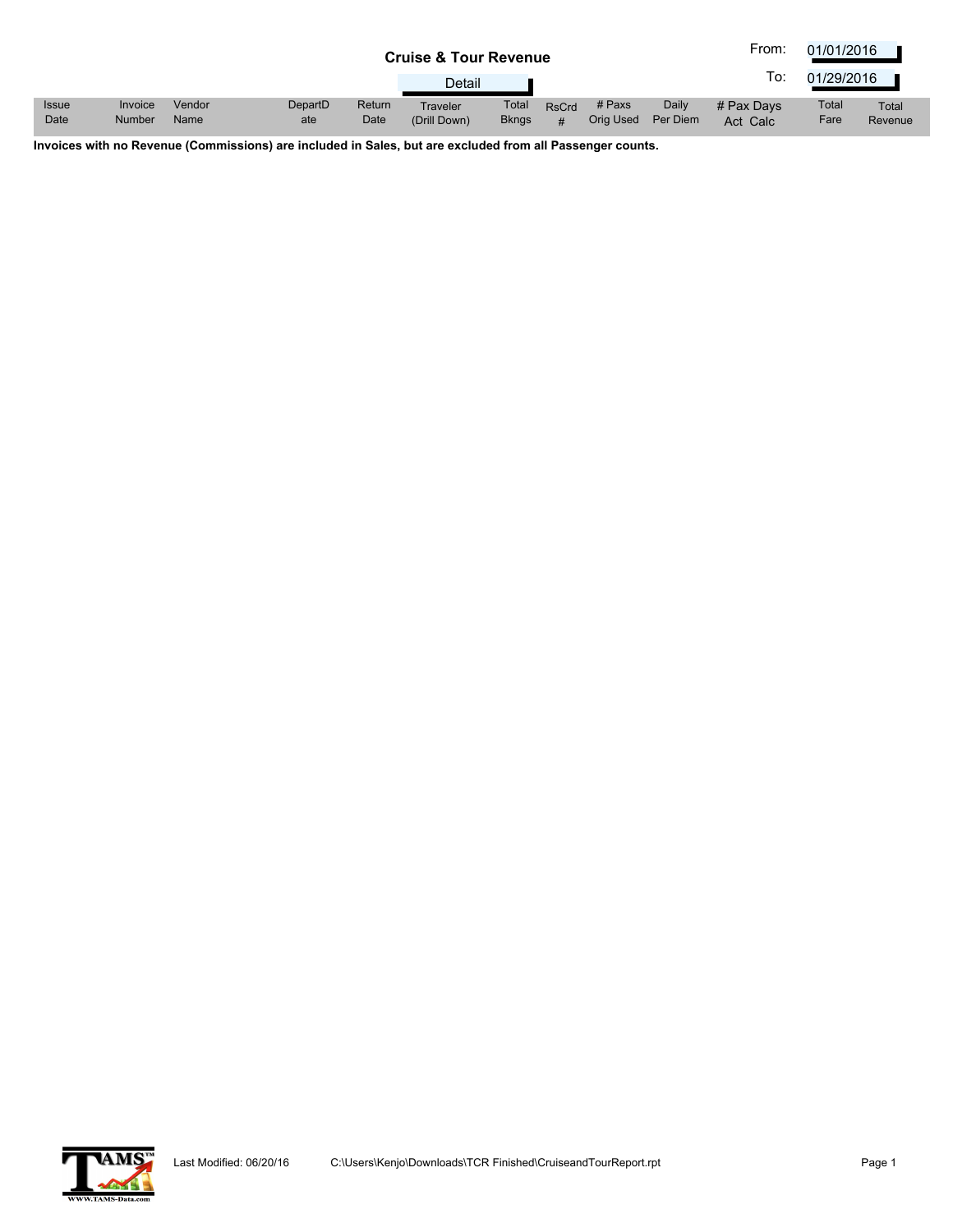# Cruise & Tour Revenue

Detail

From: 01/01/2016

To: 01/29/2016

| Issue Date | Invoice Number | Vendor Name | DepartDate | Return Date | Traveler (Drill Down) | Total Bkngs | RsCrd # | # Paxs Orig Used | Daily Per Diem | # Pax Days Act Calc | Total Fare | Total Revenue |
|---|---|---|---|---|---|---|---|---|---|---|---|---|

**Invoices with no Revenue (Commissions) are included in Sales, but are excluded from all Passenger counts.**

Last Modified: 06/20/16 C:\Users\Kenjo\Downloads\TCR Finished\CruiseandTourReport.rpt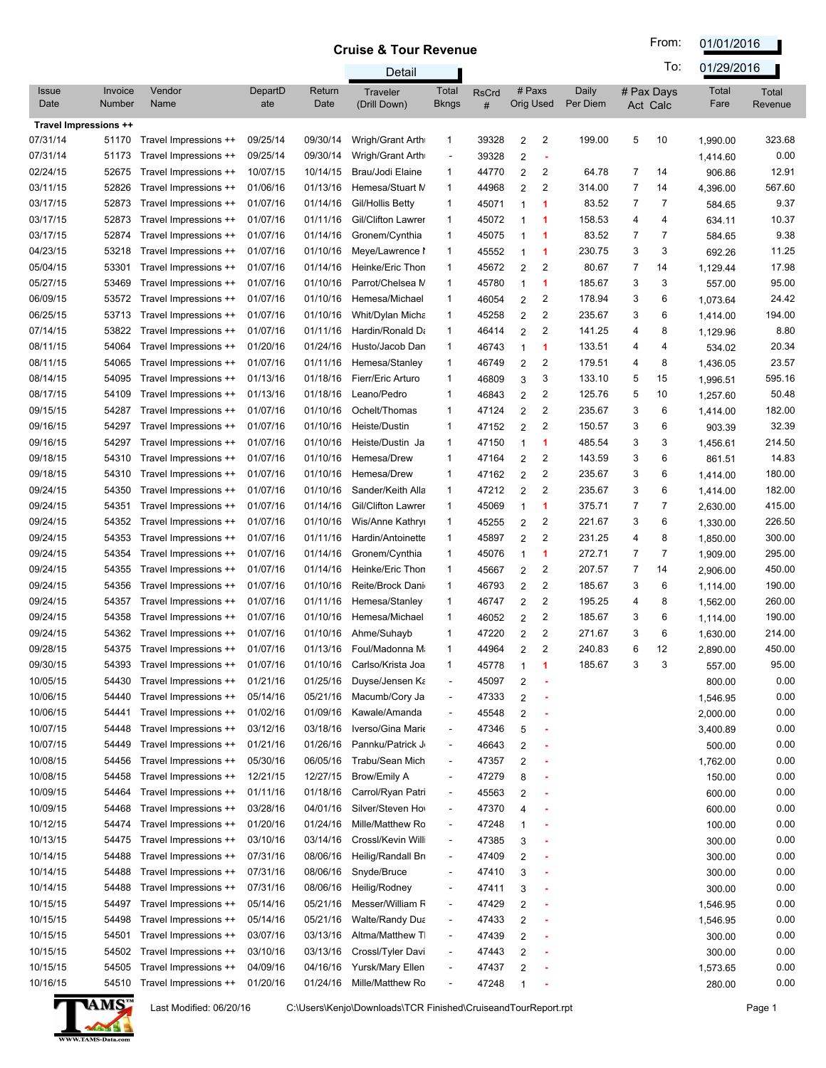# Cruise & Tour Revenue

Detail

From: 01/01/2016

To: 01/29/2016

| Issue Date | Invoice Number | Vendor Name | DepartDate | Return Date | Traveler (Drill Down) | Total Bkngs | RsCrd # | # Paxs Orig | # Paxs Used | Daily Per Diem | # Pax Days Act | # Pax Days Calc | Total Fare | Total Revenue |
|---|---|---|---|---|---|---|---|---|---|---|---|---|---|---|
| **Travel Impressions ++** | | | | | | | | | | | | | | |
| 07/31/14 | 51170 | Travel Impressions ++ | 09/25/14 | 09/30/14 | Wrigh/Grant Arth | 1 | 39328 | 2 | 2 | 199.00 | 5 | 10 | 1,990.00 | 323.68 |
| 07/31/14 | 51173 | Travel Impressions ++ | 09/25/14 | 09/30/14 | Wrigh/Grant Arth | - | 39328 | 2 | - | | | | 1,414.60 | 0.00 |
| 02/24/15 | 52675 | Travel Impressions ++ | 10/07/15 | 10/14/15 | Brau/Jodi Elaine | 1 | 44770 | 2 | 2 | 64.78 | 7 | 14 | 906.86 | 12.91 |
| 03/11/15 | 52826 | Travel Impressions ++ | 01/06/16 | 01/13/16 | Hemesa/Stuart M | 1 | 44968 | 2 | 2 | 314.00 | 7 | 14 | 4,396.00 | 567.60 |
| 03/17/15 | 52873 | Travel Impressions ++ | 01/07/16 | 01/14/16 | Gil/Hollis Betty | 1 | 45071 | 1 | 1 | 83.52 | 7 | 7 | 584.65 | 9.37 |
| 03/17/15 | 52873 | Travel Impressions ++ | 01/07/16 | 01/11/16 | Gil/Clifton Lawrer | 1 | 45072 | 1 | 1 | 158.53 | 4 | 4 | 634.11 | 10.37 |
| 03/17/15 | 52874 | Travel Impressions ++ | 01/07/16 | 01/14/16 | Gronem/Cynthia | 1 | 45075 | 1 | 1 | 83.52 | 7 | 7 | 584.65 | 9.38 |
| 04/23/15 | 53218 | Travel Impressions ++ | 01/07/16 | 01/10/16 | Meye/Lawrence I | 1 | 45552 | 1 | 1 | 230.75 | 3 | 3 | 692.26 | 11.25 |
| 05/04/15 | 53301 | Travel Impressions ++ | 01/07/16 | 01/14/16 | Heinke/Eric Thon | 1 | 45672 | 2 | 2 | 80.67 | 7 | 14 | 1,129.44 | 17.98 |
| 05/27/15 | 53469 | Travel Impressions ++ | 01/07/16 | 01/10/16 | Parrot/Chelsea M | 1 | 45780 | 1 | 1 | 185.67 | 3 | 3 | 557.00 | 95.00 |
| 06/09/15 | 53572 | Travel Impressions ++ | 01/07/16 | 01/10/16 | Hemesa/Michael | 1 | 46054 | 2 | 2 | 178.94 | 3 | 6 | 1,073.64 | 24.42 |
| 06/25/15 | 53713 | Travel Impressions ++ | 01/07/16 | 01/10/16 | Whit/Dylan Micha | 1 | 45258 | 2 | 2 | 235.67 | 3 | 6 | 1,414.00 | 194.00 |
| 07/14/15 | 53822 | Travel Impressions ++ | 01/07/16 | 01/11/16 | Hardin/Ronald Da | 1 | 46414 | 2 | 2 | 141.25 | 4 | 8 | 1,129.96 | 8.80 |
| 08/11/15 | 54064 | Travel Impressions ++ | 01/20/16 | 01/24/16 | Husto/Jacob Dan | 1 | 46743 | 1 | 1 | 133.51 | 4 | 4 | 534.02 | 20.34 |
| 08/11/15 | 54065 | Travel Impressions ++ | 01/07/16 | 01/11/16 | Hemesa/Stanley | 1 | 46749 | 2 | 2 | 179.51 | 4 | 8 | 1,436.05 | 23.57 |
| 08/14/15 | 54095 | Travel Impressions ++ | 01/13/16 | 01/18/16 | Fierr/Eric Arturo | 1 | 46809 | 3 | 3 | 133.10 | 5 | 15 | 1,996.51 | 595.16 |
| 08/17/15 | 54109 | Travel Impressions ++ | 01/13/16 | 01/18/16 | Leano/Pedro | 1 | 46843 | 2 | 2 | 125.76 | 5 | 10 | 1,257.60 | 50.48 |
| 09/15/15 | 54287 | Travel Impressions ++ | 01/07/16 | 01/10/16 | Ochelt/Thomas | 1 | 47124 | 2 | 2 | 235.67 | 3 | 6 | 1,414.00 | 182.00 |
| 09/16/15 | 54297 | Travel Impressions ++ | 01/07/16 | 01/10/16 | Heiste/Dustin | 1 | 47152 | 2 | 2 | 150.57 | 3 | 6 | 903.39 | 32.39 |
| 09/16/15 | 54297 | Travel Impressions ++ | 01/07/16 | 01/10/16 | Heiste/Dustin Ja | 1 | 47150 | 1 | 1 | 485.54 | 3 | 3 | 1,456.61 | 214.50 |
| 09/18/15 | 54310 | Travel Impressions ++ | 01/07/16 | 01/10/16 | Hemesa/Drew | 1 | 47164 | 2 | 2 | 143.59 | 3 | 6 | 861.51 | 14.83 |
| 09/18/15 | 54310 | Travel Impressions ++ | 01/07/16 | 01/10/16 | Hemesa/Drew | 1 | 47162 | 2 | 2 | 235.67 | 3 | 6 | 1,414.00 | 180.00 |
| 09/24/15 | 54350 | Travel Impressions ++ | 01/07/16 | 01/10/16 | Sander/Keith Alla | 1 | 47212 | 2 | 2 | 235.67 | 3 | 6 | 1,414.00 | 182.00 |
| 09/24/15 | 54351 | Travel Impressions ++ | 01/07/16 | 01/14/16 | Gil/Clifton Lawrer | 1 | 45069 | 1 | 1 | 375.71 | 7 | 7 | 2,630.00 | 415.00 |
| 09/24/15 | 54352 | Travel Impressions ++ | 01/07/16 | 01/10/16 | Wis/Anne Kathryı | 1 | 45255 | 2 | 2 | 221.67 | 3 | 6 | 1,330.00 | 226.50 |
| 09/24/15 | 54353 | Travel Impressions ++ | 01/07/16 | 01/11/16 | Hardin/Antoinette | 1 | 45897 | 2 | 2 | 231.25 | 4 | 8 | 1,850.00 | 300.00 |
| 09/24/15 | 54354 | Travel Impressions ++ | 01/07/16 | 01/14/16 | Gronem/Cynthia | 1 | 45076 | 1 | 1 | 272.71 | 7 | 7 | 1,909.00 | 295.00 |
| 09/24/15 | 54355 | Travel Impressions ++ | 01/07/16 | 01/14/16 | Heinke/Eric Thon | 1 | 45667 | 2 | 2 | 207.57 | 7 | 14 | 2,906.00 | 450.00 |
| 09/24/15 | 54356 | Travel Impressions ++ | 01/07/16 | 01/10/16 | Reite/Brock Dani | 1 | 46793 | 2 | 2 | 185.67 | 3 | 6 | 1,114.00 | 190.00 |
| 09/24/15 | 54357 | Travel Impressions ++ | 01/07/16 | 01/11/16 | Hemesa/Stanley | 1 | 46747 | 2 | 2 | 195.25 | 4 | 8 | 1,562.00 | 260.00 |
| 09/24/15 | 54358 | Travel Impressions ++ | 01/07/16 | 01/10/16 | Hemesa/Michael | 1 | 46052 | 2 | 2 | 185.67 | 3 | 6 | 1,114.00 | 190.00 |
| 09/24/15 | 54362 | Travel Impressions ++ | 01/07/16 | 01/10/16 | Ahme/Suhayb | 1 | 47220 | 2 | 2 | 271.67 | 3 | 6 | 1,630.00 | 214.00 |
| 09/28/15 | 54375 | Travel Impressions ++ | 01/07/16 | 01/13/16 | Foul/Madonna M | 1 | 44964 | 2 | 2 | 240.83 | 6 | 12 | 2,890.00 | 450.00 |
| 09/30/15 | 54393 | Travel Impressions ++ | 01/07/16 | 01/10/16 | Carlso/Krista Joa | 1 | 45778 | 1 | 1 | 185.67 | 3 | 3 | 557.00 | 95.00 |
| 10/05/15 | 54430 | Travel Impressions ++ | 01/21/16 | 01/25/16 | Duyse/Jensen Ka | - | 45097 | 2 | - | | | | 800.00 | 0.00 |
| 10/06/15 | 54440 | Travel Impressions ++ | 05/14/16 | 05/21/16 | Macumb/Cory Ja | - | 47333 | 2 | - | | | | 1,546.95 | 0.00 |
| 10/06/15 | 54441 | Travel Impressions ++ | 01/02/16 | 01/09/16 | Kawale/Amanda | - | 45548 | 2 | - | | | | 2,000.00 | 0.00 |
| 10/07/15 | 54448 | Travel Impressions ++ | 03/12/16 | 03/18/16 | Iverso/Gina Marie | - | 47346 | 5 | - | | | | 3,400.89 | 0.00 |
| 10/07/15 | 54449 | Travel Impressions ++ | 01/21/16 | 01/26/16 | Pannku/Patrick J | - | 46643 | 2 | - | | | | 500.00 | 0.00 |
| 10/08/15 | 54456 | Travel Impressions ++ | 05/30/16 | 06/05/16 | Trabu/Sean Mich | - | 47357 | 2 | - | | | | 1,762.00 | 0.00 |
| 10/08/15 | 54458 | Travel Impressions ++ | 12/21/15 | 12/27/15 | Brow/Emily A | - | 47279 | 8 | - | | | | 150.00 | 0.00 |
| 10/09/15 | 54464 | Travel Impressions ++ | 01/11/16 | 01/18/16 | Carrol/Ryan Patri | - | 45563 | 2 | - | | | | 600.00 | 0.00 |
| 10/09/15 | 54468 | Travel Impressions ++ | 03/28/16 | 04/01/16 | Silver/Steven Ho | - | 47370 | 4 | - | | | | 600.00 | 0.00 |
| 10/12/15 | 54474 | Travel Impressions ++ | 01/20/16 | 01/24/16 | Mille/Matthew Ro | - | 47248 | 1 | - | | | | 100.00 | 0.00 |
| 10/13/15 | 54475 | Travel Impressions ++ | 03/10/16 | 03/14/16 | Crossl/Kevin Willi | - | 47385 | 3 | - | | | | 300.00 | 0.00 |
| 10/14/15 | 54488 | Travel Impressions ++ | 07/31/16 | 08/06/16 | Heilig/Randall Br | - | 47409 | 2 | - | | | | 300.00 | 0.00 |
| 10/14/15 | 54488 | Travel Impressions ++ | 07/31/16 | 08/06/16 | Snyde/Bruce | - | 47410 | 3 | - | | | | 300.00 | 0.00 |
| 10/14/15 | 54488 | Travel Impressions ++ | 07/31/16 | 08/06/16 | Heilig/Rodney | - | 47411 | 3 | - | | | | 300.00 | 0.00 |
| 10/15/15 | 54497 | Travel Impressions ++ | 05/14/16 | 05/21/16 | Messer/William R | - | 47429 | 2 | - | | | | 1,546.95 | 0.00 |
| 10/15/15 | 54498 | Travel Impressions ++ | 05/14/16 | 05/21/16 | Walte/Randy Dua | - | 47433 | 2 | - | | | | 1,546.95 | 0.00 |
| 10/15/15 | 54501 | Travel Impressions ++ | 03/07/16 | 03/13/16 | Altma/Matthew T | - | 47439 | 2 | - | | | | 300.00 | 0.00 |
| 10/15/15 | 54502 | Travel Impressions ++ | 03/10/16 | 03/13/16 | Crossl/Tyler Davi | - | 47443 | 2 | - | | | | 300.00 | 0.00 |
| 10/15/15 | 54505 | Travel Impressions ++ | 04/09/16 | 04/16/16 | Yursk/Mary Ellen | - | 47437 | 2 | - | | | | 1,573.65 | 0.00 |
| 10/16/15 | 54510 | Travel Impressions ++ | 01/20/16 | 01/24/16 | Mille/Matthew Ro | - | 47248 | 1 | - | | | | 280.00 | 0.00 |

Last Modified: 06/20/16 C:\Users\Kenjo\Downloads\TCR Finished\CruiseandTourReport.rpt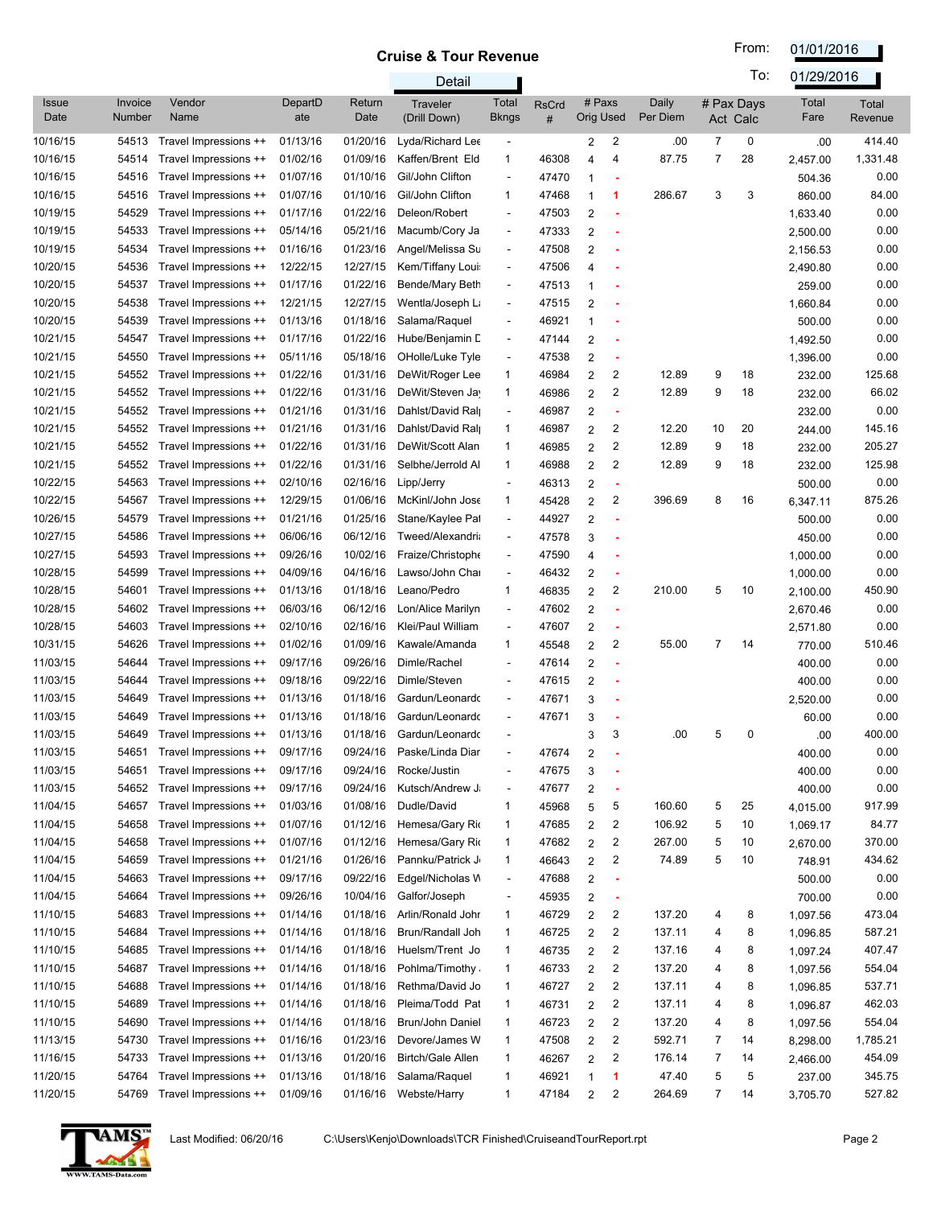# Cruise & Tour Revenue

Detail

From: 01/01/2016

To: 01/29/2016

| Issue Date | Invoice Number | Vendor Name | DepartDate | Return Date | Traveler (Drill Down) | Total Bkngs | RsCrd # | # Paxs Orig | # Paxs Used | Daily Per Diem | # Pax Days Act | # Pax Days Calc | Total Fare | Total Revenue |
|---|---|---|---|---|---|---|---|---|---|---|---|---|---|---|
| 10/16/15 | 54513 | Travel Impressions ++ | 01/13/16 | 01/20/16 | Lyda/Richard Lee | - | | 2 | 2 | .00 | 7 | 0 | .00 | 414.40 |
| 10/16/15 | 54514 | Travel Impressions ++ | 01/02/16 | 01/09/16 | Kaffen/Brent Eld | 1 | 46308 | 4 | 4 | 87.75 | 7 | 28 | 2,457.00 | 1,331.48 |
| 10/16/15 | 54516 | Travel Impressions ++ | 01/07/16 | 01/10/16 | Gil/John Clifton | - | 47470 | 1 | - | | | | 504.36 | 0.00 |
| 10/16/15 | 54516 | Travel Impressions ++ | 01/07/16 | 01/10/16 | Gil/John Clifton | 1 | 47468 | 1 | 1 | 286.67 | 3 | 3 | 860.00 | 84.00 |
| 10/19/15 | 54529 | Travel Impressions ++ | 01/17/16 | 01/22/16 | Deleon/Robert | - | 47503 | 2 | - | | | | 1,633.40 | 0.00 |
| 10/19/15 | 54533 | Travel Impressions ++ | 05/14/16 | 05/21/16 | Macumb/Cory Ja | - | 47333 | 2 | - | | | | 2,500.00 | 0.00 |
| 10/19/15 | 54534 | Travel Impressions ++ | 01/16/16 | 01/23/16 | Angel/Melissa Su | - | 47508 | 2 | - | | | | 2,156.53 | 0.00 |
| 10/20/15 | 54536 | Travel Impressions ++ | 12/22/15 | 12/27/15 | Kem/Tiffany Loui | - | 47506 | 4 | - | | | | 2,490.80 | 0.00 |
| 10/20/15 | 54537 | Travel Impressions ++ | 01/17/16 | 01/22/16 | Bende/Mary Beth | - | 47513 | 1 | - | | | | 259.00 | 0.00 |
| 10/20/15 | 54538 | Travel Impressions ++ | 12/21/15 | 12/27/15 | Wentla/Joseph La | - | 47515 | 2 | - | | | | 1,660.84 | 0.00 |
| 10/20/15 | 54539 | Travel Impressions ++ | 01/13/16 | 01/18/16 | Salama/Raquel | - | 46921 | 1 | - | | | | 500.00 | 0.00 |
| 10/21/15 | 54547 | Travel Impressions ++ | 01/17/16 | 01/22/16 | Hube/Benjamin D | - | 47144 | 2 | - | | | | 1,492.50 | 0.00 |
| 10/21/15 | 54550 | Travel Impressions ++ | 05/11/16 | 05/18/16 | OHolle/Luke Tyle | - | 47538 | 2 | - | | | | 1,396.00 | 0.00 |
| 10/21/15 | 54552 | Travel Impressions ++ | 01/22/16 | 01/31/16 | DeWit/Roger Lee | 1 | 46984 | 2 | 2 | 12.89 | 9 | 18 | 232.00 | 125.68 |
| 10/21/15 | 54552 | Travel Impressions ++ | 01/22/16 | 01/31/16 | DeWit/Steven Jay | 1 | 46986 | 2 | 2 | 12.89 | 9 | 18 | 232.00 | 66.02 |
| 10/21/15 | 54552 | Travel Impressions ++ | 01/21/16 | 01/31/16 | Dahlst/David Ralp | - | 46987 | 2 | - | | | | 232.00 | 0.00 |
| 10/21/15 | 54552 | Travel Impressions ++ | 01/21/16 | 01/31/16 | Dahlst/David Ralp | 1 | 46987 | 2 | 2 | 12.20 | 10 | 20 | 244.00 | 145.16 |
| 10/21/15 | 54552 | Travel Impressions ++ | 01/22/16 | 01/31/16 | DeWit/Scott Alan | 1 | 46985 | 2 | 2 | 12.89 | 9 | 18 | 232.00 | 205.27 |
| 10/21/15 | 54552 | Travel Impressions ++ | 01/22/16 | 01/31/16 | Selbhe/Jerrold Al | 1 | 46988 | 2 | 2 | 12.89 | 9 | 18 | 232.00 | 125.98 |
| 10/22/15 | 54563 | Travel Impressions ++ | 02/10/16 | 02/16/16 | Lipp/Jerry | - | 46313 | 2 | - | | | | 500.00 | 0.00 |
| 10/22/15 | 54567 | Travel Impressions ++ | 12/29/15 | 01/06/16 | McKinl/John Jose | 1 | 45428 | 2 | 2 | 396.69 | 8 | 16 | 6,347.11 | 875.26 |
| 10/26/15 | 54579 | Travel Impressions ++ | 01/21/16 | 01/25/16 | Stane/Kaylee Pat | - | 44927 | 2 | - | | | | 500.00 | 0.00 |
| 10/27/15 | 54586 | Travel Impressions ++ | 06/06/16 | 06/12/16 | Tweed/Alexandria | - | 47578 | 3 | - | | | | 450.00 | 0.00 |
| 10/27/15 | 54593 | Travel Impressions ++ | 09/26/16 | 10/02/16 | Fraize/Christophe | - | 47590 | 4 | - | | | | 1,000.00 | 0.00 |
| 10/28/15 | 54599 | Travel Impressions ++ | 04/09/16 | 04/16/16 | Lawso/John Char | - | 46432 | 2 | - | | | | 1,000.00 | 0.00 |
| 10/28/15 | 54601 | Travel Impressions ++ | 01/13/16 | 01/18/16 | Leano/Pedro | 1 | 46835 | 2 | 2 | 210.00 | 5 | 10 | 2,100.00 | 450.90 |
| 10/28/15 | 54602 | Travel Impressions ++ | 06/03/16 | 06/12/16 | Lon/Alice Marilyn | - | 47602 | 2 | - | | | | 2,670.46 | 0.00 |
| 10/28/15 | 54603 | Travel Impressions ++ | 02/10/16 | 02/16/16 | Klei/Paul William | - | 47607 | 2 | - | | | | 2,571.80 | 0.00 |
| 10/31/15 | 54626 | Travel Impressions ++ | 01/02/16 | 01/09/16 | Kawale/Amanda | 1 | 45548 | 2 | 2 | 55.00 | 7 | 14 | 770.00 | 510.46 |
| 11/03/15 | 54644 | Travel Impressions ++ | 09/17/16 | 09/26/16 | Dimle/Rachel | - | 47614 | 2 | - | | | | 400.00 | 0.00 |
| 11/03/15 | 54644 | Travel Impressions ++ | 09/18/16 | 09/22/16 | Dimle/Steven | - | 47615 | 2 | - | | | | 400.00 | 0.00 |
| 11/03/15 | 54649 | Travel Impressions ++ | 01/13/16 | 01/18/16 | Gardun/Leonardo | - | 47671 | 3 | - | | | | 2,520.00 | 0.00 |
| 11/03/15 | 54649 | Travel Impressions ++ | 01/13/16 | 01/18/16 | Gardun/Leonardo | - | 47671 | 3 | - | | | | 60.00 | 0.00 |
| 11/03/15 | 54649 | Travel Impressions ++ | 01/13/16 | 01/18/16 | Gardun/Leonardo | - | | 3 | 3 | .00 | 5 | 0 | .00 | 400.00 |
| 11/03/15 | 54651 | Travel Impressions ++ | 09/17/16 | 09/24/16 | Paske/Linda Diar | - | 47674 | 2 | - | | | | 400.00 | 0.00 |
| 11/03/15 | 54651 | Travel Impressions ++ | 09/17/16 | 09/24/16 | Rocke/Justin | - | 47675 | 3 | - | | | | 400.00 | 0.00 |
| 11/03/15 | 54652 | Travel Impressions ++ | 09/17/16 | 09/24/16 | Kutsch/Andrew J | - | 47677 | 2 | - | | | | 400.00 | 0.00 |
| 11/04/15 | 54657 | Travel Impressions ++ | 01/03/16 | 01/08/16 | Dudle/David | 1 | 45968 | 5 | 5 | 160.60 | 5 | 25 | 4,015.00 | 917.99 |
| 11/04/15 | 54658 | Travel Impressions ++ | 01/07/16 | 01/12/16 | Hemesa/Gary Ric | 1 | 47685 | 2 | 2 | 106.92 | 5 | 10 | 1,069.17 | 84.77 |
| 11/04/15 | 54658 | Travel Impressions ++ | 01/07/16 | 01/12/16 | Hemesa/Gary Ric | 1 | 47682 | 2 | 2 | 267.00 | 5 | 10 | 2,670.00 | 370.00 |
| 11/04/15 | 54659 | Travel Impressions ++ | 01/21/16 | 01/26/16 | Pannku/Patrick J | 1 | 46643 | 2 | 2 | 74.89 | 5 | 10 | 748.91 | 434.62 |
| 11/04/15 | 54663 | Travel Impressions ++ | 09/17/16 | 09/22/16 | Edgel/Nicholas W | - | 47688 | 2 | - | | | | 500.00 | 0.00 |
| 11/04/15 | 54664 | Travel Impressions ++ | 09/26/16 | 10/04/16 | Galfor/Joseph | - | 45935 | 2 | - | | | | 700.00 | 0.00 |
| 11/10/15 | 54683 | Travel Impressions ++ | 01/14/16 | 01/18/16 | Arlin/Ronald John | 1 | 46729 | 2 | 2 | 137.20 | 4 | 8 | 1,097.56 | 473.04 |
| 11/10/15 | 54684 | Travel Impressions ++ | 01/14/16 | 01/18/16 | Brun/Randall Joh | 1 | 46725 | 2 | 2 | 137.11 | 4 | 8 | 1,096.85 | 587.21 |
| 11/10/15 | 54685 | Travel Impressions ++ | 01/14/16 | 01/18/16 | Huelsm/Trent Jo | 1 | 46735 | 2 | 2 | 137.16 | 4 | 8 | 1,097.24 | 407.47 |
| 11/10/15 | 54687 | Travel Impressions ++ | 01/14/16 | 01/18/16 | Pohlma/Thimothy | 1 | 46733 | 2 | 2 | 137.20 | 4 | 8 | 1,097.56 | 554.04 |
| 11/10/15 | 54688 | Travel Impressions ++ | 01/14/16 | 01/18/16 | Rethma/David Jo | 1 | 46727 | 2 | 2 | 137.11 | 4 | 8 | 1,096.85 | 537.71 |
| 11/10/15 | 54689 | Travel Impressions ++ | 01/14/16 | 01/18/16 | Pleima/Todd Pat | 1 | 46731 | 2 | 2 | 137.11 | 4 | 8 | 1,096.87 | 462.03 |
| 11/10/15 | 54690 | Travel Impressions ++ | 01/14/16 | 01/18/16 | Brun/John Daniel | 1 | 46723 | 2 | 2 | 137.20 | 4 | 8 | 1,097.56 | 554.04 |
| 11/13/15 | 54730 | Travel Impressions ++ | 01/16/16 | 01/23/16 | Devore/James W | 1 | 47508 | 2 | 2 | 592.71 | 7 | 14 | 8,298.00 | 1,785.21 |
| 11/16/15 | 54733 | Travel Impressions ++ | 01/13/16 | 01/20/16 | Birtch/Gale Allen | 1 | 46267 | 2 | 2 | 176.14 | 7 | 14 | 2,466.00 | 454.09 |
| 11/20/15 | 54764 | Travel Impressions ++ | 01/13/16 | 01/18/16 | Salama/Raquel | 1 | 46921 | 1 | 1 | 47.40 | 5 | 5 | 237.00 | 345.75 |
| 11/20/15 | 54769 | Travel Impressions ++ | 01/09/16 | 01/16/16 | Webste/Harry | 1 | 47184 | 2 | 2 | 264.69 | 7 | 14 | 3,705.70 | 527.82 |

Last Modified: 06/20/16 C:\Users\Kenjo\Downloads\TCR Finished\CruiseandTourReport.rpt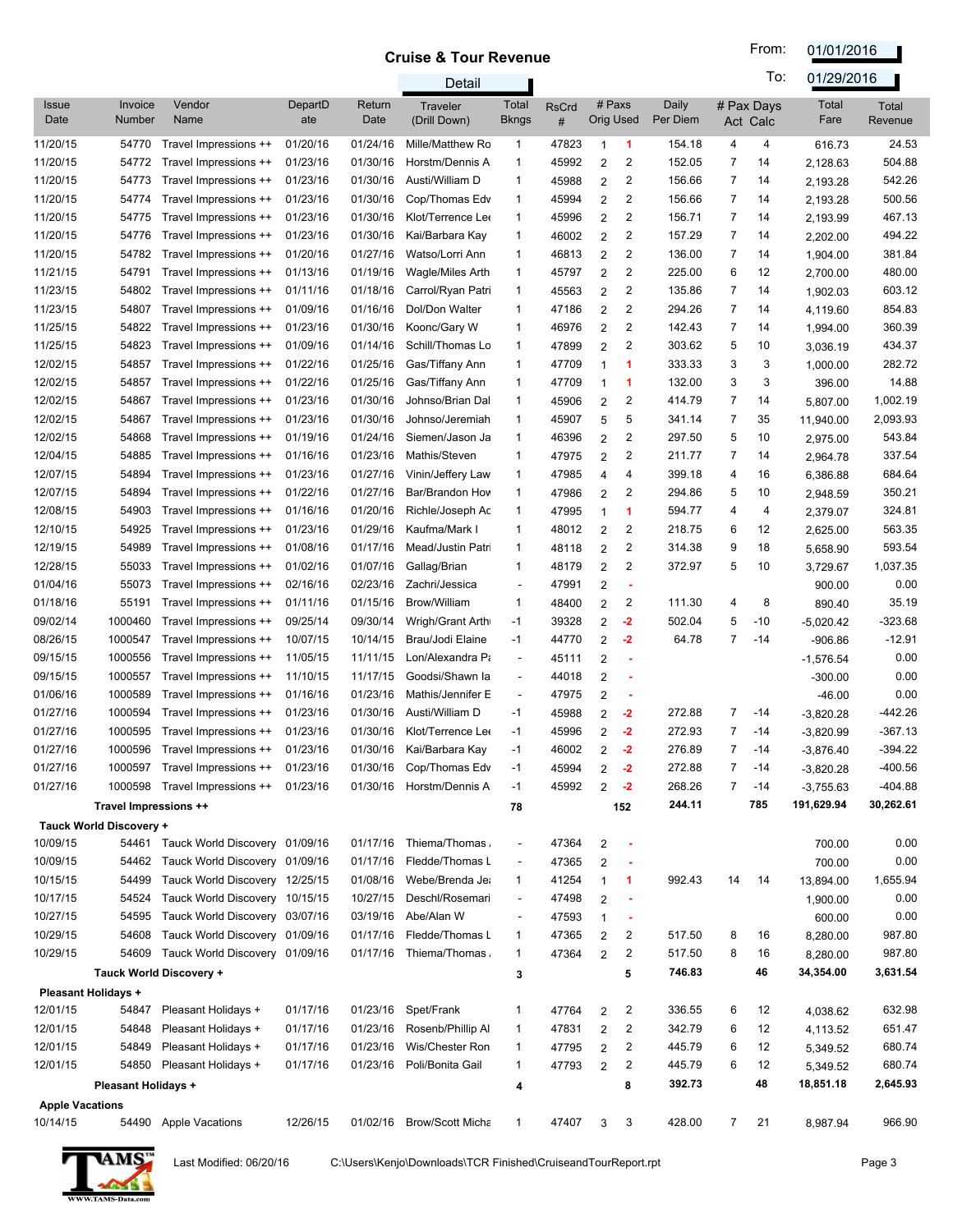# Cruise & Tour Revenue

**Detail**

From: 01/01/2016
To: 01/29/2016

| Issue Date | Invoice Number | Vendor Name | DepartDate | Return Date | Traveler (Drill Down) | Total Bkngs | RsCrd # | # Paxs Orig | # Paxs Used | Daily Per Diem | # Pax Days Act | # Pax Days Calc | Total Fare | Total Revenue |
|---|---|---|---|---|---|---|---|---|---|---|---|---|---|---|
| 11/20/15 | 54770 | Travel Impressions ++ | 01/20/16 | 01/24/16 | Mille/Matthew Ro | 1 | 47823 | 1 | 1 | 154.18 | 4 | 4 | 616.73 | 24.53 |
| 11/20/15 | 54772 | Travel Impressions ++ | 01/23/16 | 01/30/16 | Horstm/Dennis A | 1 | 45992 | 2 | 2 | 152.05 | 7 | 14 | 2,128.63 | 504.88 |
| 11/20/15 | 54773 | Travel Impressions ++ | 01/23/16 | 01/30/16 | Austi/William D | 1 | 45988 | 2 | 2 | 156.66 | 7 | 14 | 2,193.28 | 542.26 |
| 11/20/15 | 54774 | Travel Impressions ++ | 01/23/16 | 01/30/16 | Cop/Thomas Edv | 1 | 45994 | 2 | 2 | 156.66 | 7 | 14 | 2,193.28 | 500.56 |
| 11/20/15 | 54775 | Travel Impressions ++ | 01/23/16 | 01/30/16 | Klot/Terrence Lee | 1 | 45996 | 2 | 2 | 156.71 | 7 | 14 | 2,193.99 | 467.13 |
| 11/20/15 | 54776 | Travel Impressions ++ | 01/23/16 | 01/30/16 | Kai/Barbara Kay | 1 | 46002 | 2 | 2 | 157.29 | 7 | 14 | 2,202.00 | 494.22 |
| 11/20/15 | 54782 | Travel Impressions ++ | 01/20/16 | 01/27/16 | Watso/Lorri Ann | 1 | 46813 | 2 | 2 | 136.00 | 7 | 14 | 1,904.00 | 381.84 |
| 11/21/15 | 54791 | Travel Impressions ++ | 01/13/16 | 01/19/16 | Wagle/Miles Arth | 1 | 45797 | 2 | 2 | 225.00 | 6 | 12 | 2,700.00 | 480.00 |
| 11/23/15 | 54802 | Travel Impressions ++ | 01/11/16 | 01/18/16 | Carrol/Ryan Patri | 1 | 45563 | 2 | 2 | 135.86 | 7 | 14 | 1,902.03 | 603.12 |
| 11/23/15 | 54807 | Travel Impressions ++ | 01/09/16 | 01/16/16 | Dol/Don Walter | 1 | 47186 | 2 | 2 | 294.26 | 7 | 14 | 4,119.60 | 854.83 |
| 11/25/15 | 54822 | Travel Impressions ++ | 01/23/16 | 01/30/16 | Koonc/Gary W | 1 | 46976 | 2 | 2 | 142.43 | 7 | 14 | 1,994.00 | 360.39 |
| 11/25/15 | 54823 | Travel Impressions ++ | 01/09/16 | 01/14/16 | Schill/Thomas Lo | 1 | 47899 | 2 | 2 | 303.62 | 5 | 10 | 3,036.19 | 434.37 |
| 12/02/15 | 54857 | Travel Impressions ++ | 01/22/16 | 01/25/16 | Gas/Tiffany Ann | 1 | 47709 | 1 | 1 | 333.33 | 3 | 3 | 1,000.00 | 282.72 |
| 12/02/15 | 54857 | Travel Impressions ++ | 01/22/16 | 01/25/16 | Gas/Tiffany Ann | 1 | 47709 | 1 | 1 | 132.00 | 3 | 3 | 396.00 | 14.88 |
| 12/02/15 | 54867 | Travel Impressions ++ | 01/23/16 | 01/30/16 | Johnso/Brian Dal | 1 | 45906 | 2 | 2 | 414.79 | 7 | 14 | 5,807.00 | 1,002.19 |
| 12/02/15 | 54867 | Travel Impressions ++ | 01/23/16 | 01/30/16 | Johnso/Jeremiah | 1 | 45907 | 5 | 5 | 341.14 | 7 | 35 | 11,940.00 | 2,093.93 |
| 12/02/15 | 54868 | Travel Impressions ++ | 01/19/16 | 01/24/16 | Siemen/Jason Ja | 1 | 46396 | 2 | 2 | 297.50 | 5 | 10 | 2,975.00 | 543.84 |
| 12/04/15 | 54885 | Travel Impressions ++ | 01/16/16 | 01/23/16 | Mathis/Steven | 1 | 47975 | 2 | 2 | 211.77 | 7 | 14 | 2,964.78 | 337.54 |
| 12/07/15 | 54894 | Travel Impressions ++ | 01/23/16 | 01/27/16 | Vinin/Jeffery Law | 1 | 47985 | 4 | 4 | 399.18 | 4 | 16 | 6,386.88 | 684.64 |
| 12/07/15 | 54894 | Travel Impressions ++ | 01/22/16 | 01/27/16 | Bar/Brandon How | 1 | 47986 | 2 | 2 | 294.86 | 5 | 10 | 2,948.59 | 350.21 |
| 12/08/15 | 54903 | Travel Impressions ++ | 01/16/16 | 01/20/16 | Richle/Joseph Ac | 1 | 47995 | 1 | 1 | 594.77 | 4 | 4 | 2,379.07 | 324.81 |
| 12/10/15 | 54925 | Travel Impressions ++ | 01/23/16 | 01/29/16 | Kaufma/Mark I | 1 | 48012 | 2 | 2 | 218.75 | 6 | 12 | 2,625.00 | 563.35 |
| 12/19/15 | 54989 | Travel Impressions ++ | 01/08/16 | 01/17/16 | Mead/Justin Patri | 1 | 48118 | 2 | 2 | 314.38 | 9 | 18 | 5,658.90 | 593.54 |
| 12/28/15 | 55033 | Travel Impressions ++ | 01/02/16 | 01/07/16 | Gallag/Brian | 1 | 48179 | 2 | 2 | 372.97 | 5 | 10 | 3,729.67 | 1,037.35 |
| 01/04/16 | 55073 | Travel Impressions ++ | 02/16/16 | 02/23/16 | Zachri/Jessica | - | 47991 | 2 | - | | | | 900.00 | 0.00 |
| 01/18/16 | 55191 | Travel Impressions ++ | 01/11/16 | 01/15/16 | Brow/William | 1 | 48400 | 2 | 2 | 111.30 | 4 | 8 | 890.40 | 35.19 |
| 09/02/14 | 1000460 | Travel Impressions ++ | 09/25/14 | 09/30/14 | Wrigh/Grant Arth | -1 | 39328 | 2 | -2 | 502.04 | 5 | -10 | -5,020.42 | -323.68 |
| 08/26/15 | 1000547 | Travel Impressions ++ | 10/07/15 | 10/14/15 | Brau/Jodi Elaine | -1 | 44770 | 2 | -2 | 64.78 | 7 | -14 | -906.86 | -12.91 |
| 09/15/15 | 1000556 | Travel Impressions ++ | 11/05/15 | 11/11/15 | Lon/Alexandra Pa | - | 45111 | 2 | - | | | | -1,576.54 | 0.00 |
| 09/15/15 | 1000557 | Travel Impressions ++ | 11/10/15 | 11/17/15 | Goodsi/Shawn la | - | 44018 | 2 | - | | | | -300.00 | 0.00 |
| 01/06/16 | 1000589 | Travel Impressions ++ | 01/16/16 | 01/23/16 | Mathis/Steven E | - | 47975 | 2 | - | | | | -46.00 | 0.00 |
| 01/27/16 | 1000594 | Travel Impressions ++ | 01/23/16 | 01/30/16 | Austi/William D | -1 | 45988 | 2 | -2 | 272.88 | 7 | -14 | -3,820.28 | -442.26 |
| 01/27/16 | 1000595 | Travel Impressions ++ | 01/23/16 | 01/30/16 | Klot/Terrence Lee | -1 | 45996 | 2 | -2 | 272.93 | 7 | -14 | -3,820.99 | -367.13 |
| 01/27/16 | 1000596 | Travel Impressions ++ | 01/23/16 | 01/30/16 | Kai/Barbara Kay | -1 | 46002 | 2 | -2 | 276.89 | 7 | -14 | -3,876.40 | -394.22 |
| 01/27/16 | 1000597 | Travel Impressions ++ | 01/23/16 | 01/30/16 | Cop/Thomas Edv | -1 | 45994 | 2 | -2 | 272.88 | 7 | -14 | -3,820.28 | -400.56 |
| 01/27/16 | 1000598 | Travel Impressions ++ | 01/23/16 | 01/30/16 | Horstm/Dennis A | -1 | 45992 | 2 | -2 | 268.26 | 7 | -14 | -3,755.63 | -404.88 |
| | **Travel Impressions ++** | | | | | **78** | | | **152** | **244.11** | | **785** | **191,629.94** | **30,262.61** |
| **Tauck World Discovery +** | | | | | | | | | | | | | | |
| 10/09/15 | 54461 | Tauck World Discovery | 01/09/16 | 01/17/16 | Thiema/Thomas | - | 47364 | 2 | - | | | | 700.00 | 0.00 |
| 10/09/15 | 54462 | Tauck World Discovery | 01/09/16 | 01/17/16 | Fledde/Thomas L | - | 47365 | 2 | - | | | | 700.00 | 0.00 |
| 10/15/15 | 54499 | Tauck World Discovery | 12/25/15 | 01/08/16 | Webe/Brenda Jea | 1 | 41254 | 1 | 1 | 992.43 | 14 | 14 | 13,894.00 | 1,655.94 |
| 10/17/15 | 54524 | Tauck World Discovery | 10/15/15 | 10/27/15 | Deschl/Rosemari | - | 47498 | 2 | - | | | | 1,900.00 | 0.00 |
| 10/27/15 | 54595 | Tauck World Discovery | 03/07/16 | 03/19/16 | Abe/Alan W | - | 47593 | 1 | - | | | | 600.00 | 0.00 |
| 10/29/15 | 54608 | Tauck World Discovery | 01/09/16 | 01/17/16 | Fledde/Thomas L | 1 | 47365 | 2 | 2 | 517.50 | 8 | 16 | 8,280.00 | 987.80 |
| 10/29/15 | 54609 | Tauck World Discovery | 01/09/16 | 01/17/16 | Thiema/Thomas | 1 | 47364 | 2 | 2 | 517.50 | 8 | 16 | 8,280.00 | 987.80 |
| | **Tauck World Discovery +** | | | | | **3** | | | **5** | **746.83** | | **46** | **34,354.00** | **3,631.54** |
| **Pleasant Holidays +** | | | | | | | | | | | | | | |
| 12/01/15 | 54847 | Pleasant Holidays + | 01/17/16 | 01/23/16 | Spet/Frank | 1 | 47764 | 2 | 2 | 336.55 | 6 | 12 | 4,038.62 | 632.98 |
| 12/01/15 | 54848 | Pleasant Holidays + | 01/17/16 | 01/23/16 | Rosenb/Phillip Al | 1 | 47831 | 2 | 2 | 342.79 | 6 | 12 | 4,113.52 | 651.47 |
| 12/01/15 | 54849 | Pleasant Holidays + | 01/17/16 | 01/23/16 | Wis/Chester Ron | 1 | 47795 | 2 | 2 | 445.79 | 6 | 12 | 5,349.52 | 680.74 |
| 12/01/15 | 54850 | Pleasant Holidays + | 01/17/16 | 01/23/16 | Poli/Bonita Gail | 1 | 47793 | 2 | 2 | 445.79 | 6 | 12 | 5,349.52 | 680.74 |
| | **Pleasant Holidays +** | | | | | **4** | | | **8** | **392.73** | | **48** | **18,851.18** | **2,645.93** |
| **Apple Vacations** | | | | | | | | | | | | | | |
| 10/14/15 | 54490 | Apple Vacations | 12/26/15 | 01/02/16 | Brow/Scott Micha | 1 | 47407 | 3 | 3 | 428.00 | 7 | 21 | 8,987.94 | 966.90 |

Last Modified: 06/20/16 C:\Users\Kenjo\Downloads\TCR Finished\CruiseandTourReport.rpt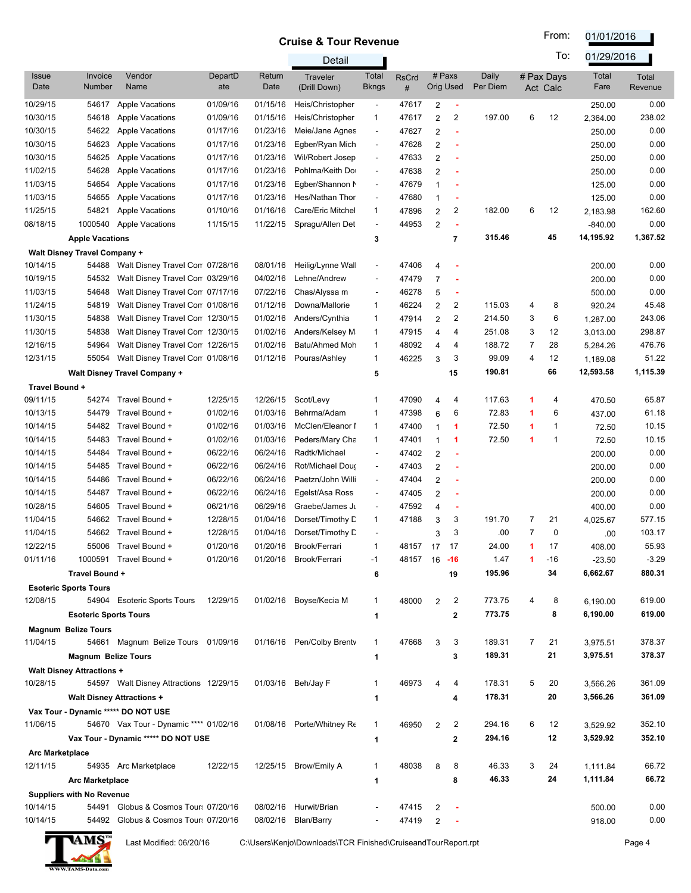# Cruise & Tour Revenue

Detail

From: 01/01/2016

To: 01/29/2016

| Issue Date | Invoice Number | Vendor Name | DepartDate | Return Date | Traveler (Drill Down) | Total Bkngs | RsCrd # | # Paxs Orig | # Paxs Used | Daily Per Diem | # Pax Days Act | # Pax Days Calc | Total Fare | Total Revenue |
|---|---|---|---|---|---|---|---|---|---|---|---|---|---|---|
| 10/29/15 | 54617 | Apple Vacations | 01/09/16 | 01/15/16 | Heis/Christopher | - | 47617 | 2 | - | | | | 250.00 | 0.00 |
| 10/30/15 | 54618 | Apple Vacations | 01/09/16 | 01/15/16 | Heis/Christopher | 1 | 47617 | 2 | 2 | 197.00 | 6 | 12 | 2,364.00 | 238.02 |
| 10/30/15 | 54622 | Apple Vacations | 01/17/16 | 01/23/16 | Meie/Jane Agnes | - | 47627 | 2 | - | | | | 250.00 | 0.00 |
| 10/30/15 | 54623 | Apple Vacations | 01/17/16 | 01/23/16 | Egber/Ryan Mich | - | 47628 | 2 | - | | | | 250.00 | 0.00 |
| 10/30/15 | 54625 | Apple Vacations | 01/17/16 | 01/23/16 | Wil/Robert Josep | - | 47633 | 2 | - | | | | 250.00 | 0.00 |
| 11/02/15 | 54628 | Apple Vacations | 01/17/16 | 01/23/16 | Pohlma/Keith Do | - | 47638 | 2 | - | | | | 250.00 | 0.00 |
| 11/03/15 | 54654 | Apple Vacations | 01/17/16 | 01/23/16 | Egber/Shannon M | - | 47679 | 1 | - | | | | 125.00 | 0.00 |
| 11/03/15 | 54655 | Apple Vacations | 01/17/16 | 01/23/16 | Hes/Nathan Thor | - | 47680 | 1 | - | | | | 125.00 | 0.00 |
| 11/25/15 | 54821 | Apple Vacations | 01/10/16 | 01/16/16 | Care/Eric Mitchel | 1 | 47896 | 2 | 2 | 182.00 | 6 | 12 | 2,183.98 | 162.60 |
| 08/18/15 | 1000540 | Apple Vacations | 11/15/15 | 11/22/15 | Spragu/Allen Det | - | 44953 | 2 | - | | | | -840.00 | 0.00 |
| | | **Apple Vacations** | | | | **3** | | | **7** | **315.46** | | **45** | **14,195.92** | **1,367.52** |
| **Walt Disney Travel Company +** | | | | | | | | | | | | | | |
| 10/14/15 | 54488 | Walt Disney Travel Com | 07/28/16 | 08/01/16 | Heilig/Lynne Wall | - | 47406 | 4 | - | | | | 200.00 | 0.00 |
| 10/19/15 | 54532 | Walt Disney Travel Com | 03/29/16 | 04/02/16 | Lehne/Andrew | - | 47479 | 7 | - | | | | 200.00 | 0.00 |
| 11/03/15 | 54648 | Walt Disney Travel Com | 07/17/16 | 07/22/16 | Chas/Alyssa m | - | 46278 | 5 | - | | | | 500.00 | 0.00 |
| 11/24/15 | 54819 | Walt Disney Travel Com | 01/08/16 | 01/12/16 | Downa/Mallorie | 1 | 46224 | 2 | 2 | 115.03 | 4 | 8 | 920.24 | 45.48 |
| 11/30/15 | 54838 | Walt Disney Travel Com | 12/30/15 | 01/02/16 | Anders/Cynthia | 1 | 47914 | 2 | 2 | 214.50 | 3 | 6 | 1,287.00 | 243.06 |
| 11/30/15 | 54838 | Walt Disney Travel Com | 12/30/15 | 01/02/16 | Anders/Kelsey M | 1 | 47915 | 4 | 4 | 251.08 | 3 | 12 | 3,013.00 | 298.87 |
| 12/16/15 | 54964 | Walt Disney Travel Com | 12/26/15 | 01/02/16 | Batu/Ahmed Moh | 1 | 48092 | 4 | 4 | 188.72 | 7 | 28 | 5,284.26 | 476.76 |
| 12/31/15 | 55054 | Walt Disney Travel Com | 01/08/16 | 01/12/16 | Pouras/Ashley | 1 | 46225 | 3 | 3 | 99.09 | 4 | 12 | 1,189.08 | 51.22 |
| | | **Walt Disney Travel Company +** | | | | **5** | | | **15** | **190.81** | | **66** | **12,593.58** | **1,115.39** |
| **Travel Bound +** | | | | | | | | | | | | | | |
| 09/11/15 | 54274 | Travel Bound + | 12/25/15 | 12/26/15 | Scot/Levy | 1 | 47090 | 4 | 4 | 117.63 | 1 | 4 | 470.50 | 65.87 |
| 10/13/15 | 54479 | Travel Bound + | 01/02/16 | 01/03/16 | Behrma/Adam | 1 | 47398 | 6 | 6 | 72.83 | 1 | 6 | 437.00 | 61.18 |
| 10/14/15 | 54482 | Travel Bound + | 01/02/16 | 01/03/16 | McClen/Eleanor I | 1 | 47400 | 1 | 1 | 72.50 | 1 | 1 | 72.50 | 10.15 |
| 10/14/15 | 54483 | Travel Bound + | 01/02/16 | 01/03/16 | Peders/Mary Cha | 1 | 47401 | 1 | 1 | 72.50 | 1 | 1 | 72.50 | 10.15 |
| 10/14/15 | 54484 | Travel Bound + | 06/22/16 | 06/24/16 | Radtk/Michael | - | 47402 | 2 | - | | | | 200.00 | 0.00 |
| 10/14/15 | 54485 | Travel Bound + | 06/22/16 | 06/24/16 | Rot/Michael Doug | - | 47403 | 2 | - | | | | 200.00 | 0.00 |
| 10/14/15 | 54486 | Travel Bound + | 06/22/16 | 06/24/16 | Paetzn/John Willi | - | 47404 | 2 | - | | | | 200.00 | 0.00 |
| 10/14/15 | 54487 | Travel Bound + | 06/22/16 | 06/24/16 | Egelst/Asa Ross | - | 47405 | 2 | - | | | | 200.00 | 0.00 |
| 10/28/15 | 54605 | Travel Bound + | 06/21/16 | 06/29/16 | Graebe/James Ju | - | 47592 | 4 | - | | | | 400.00 | 0.00 |
| 11/04/15 | 54662 | Travel Bound + | 12/28/15 | 01/04/16 | Dorset/Timothy D | 1 | 47188 | 3 | 3 | 191.70 | 7 | 21 | 4,025.67 | 577.15 |
| 11/04/15 | 54662 | Travel Bound + | 12/28/15 | 01/04/16 | Dorset/Timothy D | - | | 3 | 3 | .00 | 7 | 0 | .00 | 103.17 |
| 12/22/15 | 55006 | Travel Bound + | 01/20/16 | 01/20/16 | Brook/Ferrari | 1 | 48157 | 17 | 17 | 24.00 | 1 | 17 | 408.00 | 55.93 |
| 01/11/16 | 1000591 | Travel Bound + | 01/20/16 | 01/20/16 | Brook/Ferrari | -1 | 48157 | 16 | -16 | 1.47 | 1 | -16 | -23.50 | -3.29 |
| | | **Travel Bound +** | | | | **6** | | | **19** | **195.96** | | **34** | **6,662.67** | **880.31** |
| **Esoteric Sports Tours** | | | | | | | | | | | | | | |
| 12/08/15 | 54904 | Esoteric Sports Tours | 12/29/15 | 01/02/16 | Boyse/Kecia M | 1 | 48000 | 2 | 2 | 773.75 | 4 | 8 | 6,190.00 | 619.00 |
| | | **Esoteric Sports Tours** | | | | **1** | | | **2** | **773.75** | | **8** | **6,190.00** | **619.00** |
| **Magnum Belize Tours** | | | | | | | | | | | | | | |
| 11/04/15 | 54661 | Magnum Belize Tours | 01/09/16 | 01/16/16 | Pen/Colby Brentw | 1 | 47668 | 3 | 3 | 189.31 | 7 | 21 | 3,975.51 | 378.37 |
| | | **Magnum Belize Tours** | | | | **1** | | | **3** | **189.31** | | **21** | **3,975.51** | **378.37** |
| **Walt Disney Attractions +** | | | | | | | | | | | | | | |
| 10/28/15 | 54597 | Walt Disney Attractions | 12/29/15 | 01/03/16 | Beh/Jay F | 1 | 46973 | 4 | 4 | 178.31 | 5 | 20 | 3,566.26 | 361.09 |
| | | **Walt Disney Attractions +** | | | | **1** | | | **4** | **178.31** | | **20** | **3,566.26** | **361.09** |
| **Vax Tour - Dynamic ***** DO NOT USE** | | | | | | | | | | | | | | |
| 11/06/15 | 54670 | Vax Tour - Dynamic **** | 01/02/16 | 01/08/16 | Porte/Whitney Re | 1 | 46950 | 2 | 2 | 294.16 | 6 | 12 | 3,529.92 | 352.10 |
| | | **Vax Tour - Dynamic ***** DO NOT USE** | | | | **1** | | | **2** | **294.16** | | **12** | **3,529.92** | **352.10** |
| **Arc Marketplace** | | | | | | | | | | | | | | |
| 12/11/15 | 54935 | Arc Marketplace | 12/22/15 | 12/25/15 | Brow/Emily A | 1 | 48038 | 8 | 8 | 46.33 | 3 | 24 | 1,111.84 | 66.72 |
| | | **Arc Marketplace** | | | | **1** | | | **8** | **46.33** | | **24** | **1,111.84** | **66.72** |
| **Suppliers with No Revenue** | | | | | | | | | | | | | | |
| 10/14/15 | 54491 | Globus & Cosmos Tours | 07/20/16 | 08/02/16 | Hurwit/Brian | - | 47415 | 2 | - | | | | 500.00 | 0.00 |
| 10/14/15 | 54492 | Globus & Cosmos Tours | 07/20/16 | 08/02/16 | Blan/Barry | - | 47419 | 2 | - | | | | 918.00 | 0.00 |

Last Modified: 06/20/16 C:\Users\Kenjo\Downloads\TCR Finished\CruiseandTourReport.rpt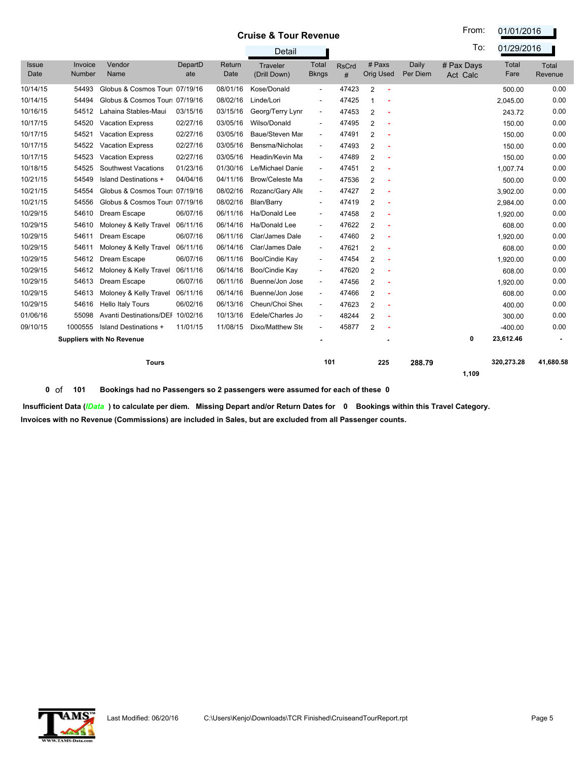# Cruise & Tour Revenue

Detail

From: 01/01/2016

To: 01/29/2016

| Issue Date | Invoice Number | Vendor Name | DepartDate | Return Date | Traveler (Drill Down) | Total Bkngs | RsCrd # | # Paxs Orig Used | | Daily Per Diem | # Pax Days Act Calc | Total Fare | Total Revenue |
|---|---|---|---|---|---|---|---|---|---|---|---|---|---|
| 10/14/15 | 54493 | Globus & Cosmos Tours | 07/19/16 | 08/01/16 | Kose/Donald | - | 47423 | 2 | - | | | 500.00 | 0.00 |
| 10/14/15 | 54494 | Globus & Cosmos Tours | 07/19/16 | 08/02/16 | Linde/Lori | - | 47425 | 1 | - | | | 2,045.00 | 0.00 |
| 10/16/15 | 54512 | Lahaina Stables-Maui | 03/15/16 | 03/15/16 | Georg/Terry Lynr | - | 47453 | 2 | - | | | 243.72 | 0.00 |
| 10/17/15 | 54520 | Vacation Express | 02/27/16 | 03/05/16 | Wilso/Donald | - | 47495 | 2 | - | | | 150.00 | 0.00 |
| 10/17/15 | 54521 | Vacation Express | 02/27/16 | 03/05/16 | Baue/Steven Mar | - | 47491 | 2 | - | | | 150.00 | 0.00 |
| 10/17/15 | 54522 | Vacation Express | 02/27/16 | 03/05/16 | Bensma/Nicholas | - | 47493 | 2 | - | | | 150.00 | 0.00 |
| 10/17/15 | 54523 | Vacation Express | 02/27/16 | 03/05/16 | Headin/Kevin Ma | - | 47489 | 2 | - | | | 150.00 | 0.00 |
| 10/18/15 | 54525 | Southwest Vacations | 01/23/16 | 01/30/16 | Le/Michael Danie | - | 47451 | 2 | - | | | 1,007.74 | 0.00 |
| 10/21/15 | 54549 | Island Destinations + | 04/04/16 | 04/11/16 | Brow/Celeste Ma | - | 47536 | 2 | - | | | 500.00 | 0.00 |
| 10/21/15 | 54554 | Globus & Cosmos Tours | 07/19/16 | 08/02/16 | Rozanc/Gary Alle | - | 47427 | 2 | - | | | 3,902.00 | 0.00 |
| 10/21/15 | 54556 | Globus & Cosmos Tours | 07/19/16 | 08/02/16 | Blan/Barry | - | 47419 | 2 | - | | | 2,984.00 | 0.00 |
| 10/29/15 | 54610 | Dream Escape | 06/07/16 | 06/11/16 | Ha/Donald Lee | - | 47458 | 2 | - | | | 1,920.00 | 0.00 |
| 10/29/15 | 54610 | Moloney & Kelly Travel | 06/11/16 | 06/14/16 | Ha/Donald Lee | - | 47622 | 2 | - | | | 608.00 | 0.00 |
| 10/29/15 | 54611 | Dream Escape | 06/07/16 | 06/11/16 | Clar/James Dale | - | 47460 | 2 | - | | | 1,920.00 | 0.00 |
| 10/29/15 | 54611 | Moloney & Kelly Travel | 06/11/16 | 06/14/16 | Clar/James Dale | - | 47621 | 2 | - | | | 608.00 | 0.00 |
| 10/29/15 | 54612 | Dream Escape | 06/07/16 | 06/11/16 | Boo/Cindie Kay | - | 47454 | 2 | - | | | 1,920.00 | 0.00 |
| 10/29/15 | 54612 | Moloney & Kelly Travel | 06/11/16 | 06/14/16 | Boo/Cindie Kay | - | 47620 | 2 | - | | | 608.00 | 0.00 |
| 10/29/15 | 54613 | Dream Escape | 06/07/16 | 06/11/16 | Buenne/Jon Jose | - | 47456 | 2 | - | | | 1,920.00 | 0.00 |
| 10/29/15 | 54613 | Moloney & Kelly Travel | 06/11/16 | 06/14/16 | Buenne/Jon Jose | - | 47466 | 2 | - | | | 608.00 | 0.00 |
| 10/29/15 | 54616 | Hello Italy Tours | 06/02/16 | 06/13/16 | Cheun/Choi Sheu | - | 47623 | 2 | - | | | 400.00 | 0.00 |
| 01/06/16 | 55098 | Avanti Destinations/DEF | 10/02/16 | 10/13/16 | Edele/Charles Jo | - | 48244 | 2 | - | | | 300.00 | 0.00 |
| 09/10/15 | 1000555 | Island Destinations + | 11/01/15 | 11/08/15 | Dixo/Matthew Ste | - | 45877 | 2 | - | | | -400.00 | 0.00 |
| | **Suppliers with No Revenue** | | | | | **-** | | | **-** | | **0** | **23,612.46** | **-** |
| | | **Tours** | | | | **101** | | | **225** | **288.79** | **1,109** | **320,273.28** | **41,680.58** |

**0** of **101** **Bookings had no Passengers so 2 passengers were assumed for each of these 0**

**Insufficient Data (*IData*) to calculate per diem. Missing Depart and/or Return Dates for 0 Bookings within this Travel Category.**

**Invoices with no Revenue (Commissions) are included in Sales, but are excluded from all Passenger counts.**

Last Modified: 06/20/16 C:\Users\Kenjo\Downloads\TCR Finished\CruiseandTourReport.rpt